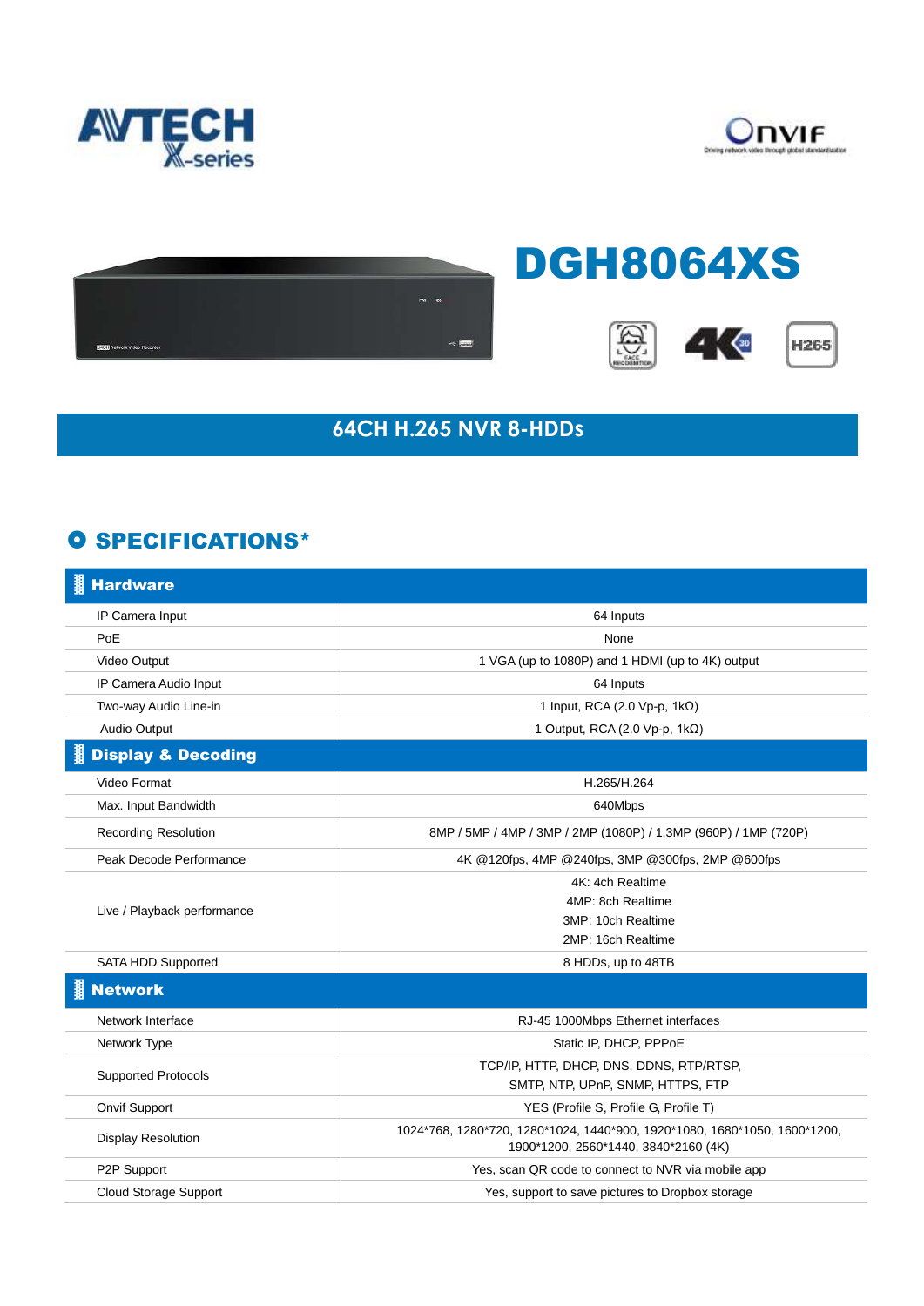# DGH8064XS

## 64CH H.265 NVR 8-HDDs

## SPECIFICATIONS*

| Hardware | |
|---|---|
| IP Camera Input | 64 Inputs |
| PoE | None |
| Video Output | 1 VGA (up to 1080P) and 1 HDMI (up to 4K) output |
| IP Camera Audio Input | 64 Inputs |
| Two-way Audio Line-in | 1 Input, RCA (2.0 Vp-p, 1kΩ) |
| Audio Output | 1 Output, RCA (2.0 Vp-p, 1kΩ) |
| **Display & Decoding** | |
| Video Format | H.265/H.264 |
| Max. Input Bandwidth | 640Mbps |
| Recording Resolution | 8MP / 5MP / 4MP / 3MP / 2MP (1080P) / 1.3MP (960P) / 1MP (720P) |
| Peak Decode Performance | 4K @120fps, 4MP @240fps, 3MP @300fps, 2MP @600fps |
| Live / Playback performance | 4K: 4ch Realtime<br>4MP: 8ch Realtime<br>3MP: 10ch Realtime<br>2MP: 16ch Realtime |
| SATA HDD Supported | 8 HDDs, up to 48TB |
| **Network** | |
| Network Interface | RJ-45 1000Mbps Ethernet interfaces |
| Network Type | Static IP, DHCP, PPPoE |
| Supported Protocols | TCP/IP, HTTP, DHCP, DNS, DDNS, RTP/RTSP, SMTP, NTP, UPnP, SNMP, HTTPS, FTP |
| Onvif Support | YES (Profile S, Profile G, Profile T) |
| Display Resolution | 1024*768, 1280*720, 1280*1024, 1440*900, 1920*1080, 1680*1050, 1600*1200, 1900*1200, 2560*1440, 3840*2160 (4K) |
| P2P Support | Yes, scan QR code to connect to NVR via mobile app |
| Cloud Storage Support | Yes, support to save pictures to Dropbox storage |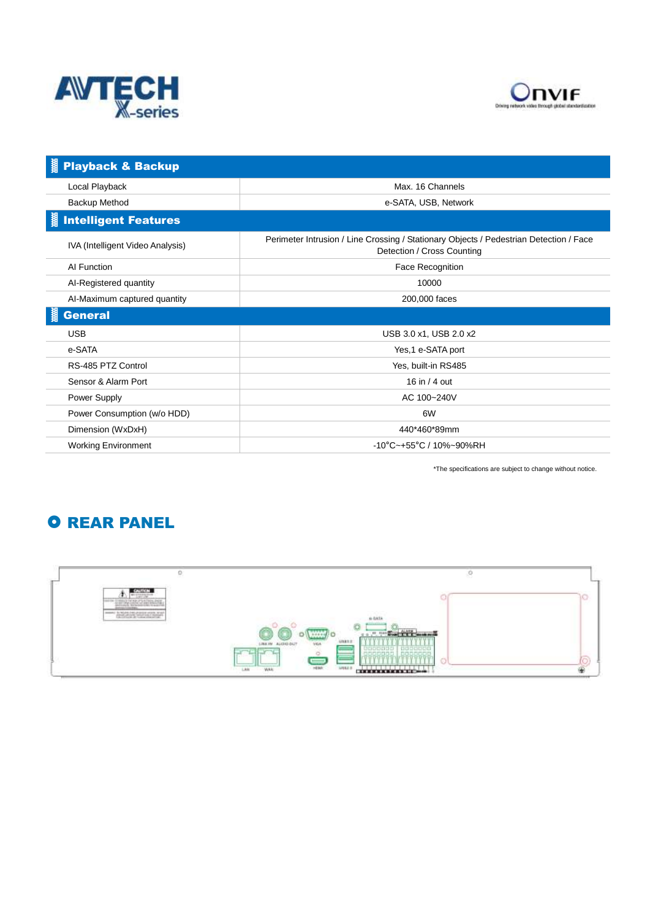| | |
|---|---|
| **Playback & Backup** | |
| Local Playback | Max. 16 Channels |
| Backup Method | e-SATA, USB, Network |
| **Intelligent Features** | |
| IVA (Intelligent Video Analysis) | Perimeter Intrusion / Line Crossing / Stationary Objects / Pedestrian Detection / Face Detection / Cross Counting |
| AI Function | Face Recognition |
| AI-Registered quantity | 10000 |
| AI-Maximum captured quantity | 200,000 faces |
| **General** | |
| USB | USB 3.0 x1, USB 2.0 x2 |
| e-SATA | Yes,1 e-SATA port |
| RS-485 PTZ Control | Yes, built-in RS485 |
| Sensor & Alarm Port | 16 in / 4 out |
| Power Supply | AC 100~240V |
| Power Consumption (w/o HDD) | 6W |
| Dimension (WxDxH) | 440*460*89mm |
| Working Environment | -10°C~+55°C / 10%~90%RH |

*The specifications are subject to change without notice.

## REAR PANEL